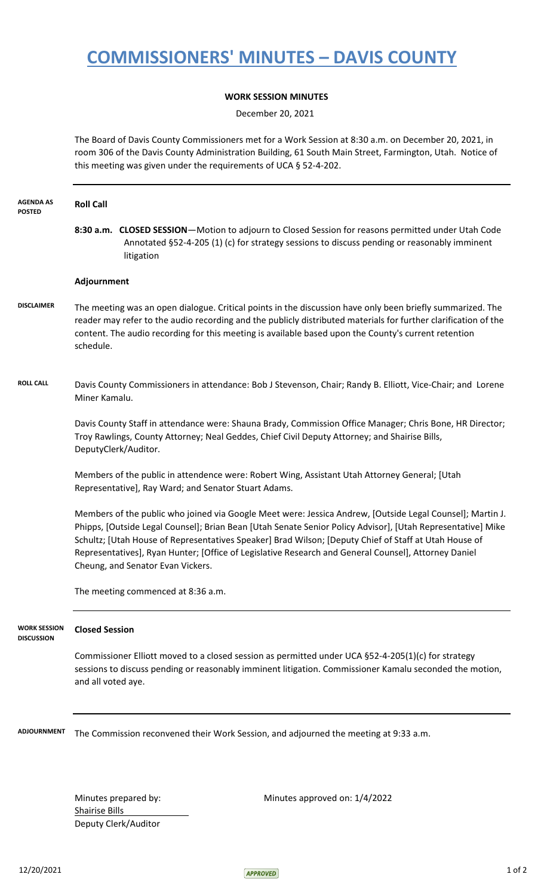# COMMISSIONERS' MINUTES – DAVIS COUNTY

**WORK SESSION MINUTES**

December 20, 2021

The Board of Davis County Commissioners met for a Work Session at 8:30 a.m. on December 20, 2021, in room 306 of the Davis County Administration Building, 61 South Main Street, Farmington, Utah. Notice of this meeting was given under the requirements of UCA § 52-4-202.

---

**AGENDA AS POSTED**

**Roll Call**

**8:30 a.m. CLOSED SESSION**—Motion to adjourn to Closed Session for reasons permitted under Utah Code Annotated §52-4-205 (1) (c) for strategy sessions to discuss pending or reasonably imminent litigation

**Adjournment**

**DISCLAIMER**

The meeting was an open dialogue. Critical points in the discussion have only been briefly summarized. The reader may refer to the audio recording and the publicly distributed materials for further clarification of the content. The audio recording for this meeting is available based upon the County's current retention schedule.

**ROLL CALL**

Davis County Commissioners in attendance: Bob J Stevenson, Chair; Randy B. Elliott, Vice-Chair; and Lorene Miner Kamalu.

Davis County Staff in attendance were: Shauna Brady, Commission Office Manager; Chris Bone, HR Director; Troy Rawlings, County Attorney; Neal Geddes, Chief Civil Deputy Attorney; and Shairise Bills, DeputyClerk/Auditor.

Members of the public in attendence were: Robert Wing, Assistant Utah Attorney General; [Utah Representative], Ray Ward; and Senator Stuart Adams.

Members of the public who joined via Google Meet were: Jessica Andrew, [Outside Legal Counsel]; Martin J. Phipps, [Outside Legal Counsel]; Brian Bean [Utah Senate Senior Policy Advisor], [Utah Representative] Mike Schultz; [Utah House of Representatives Speaker] Brad Wilson; [Deputy Chief of Staff at Utah House of Representatives], Ryan Hunter; [Office of Legislative Research and General Counsel], Attorney Daniel Cheung, and Senator Evan Vickers.

The meeting commenced at 8:36 a.m.

---

**WORK SESSION DISCUSSION**

**Closed Session**

Commissioner Elliott moved to a closed session as permitted under UCA §52-4-205(1)(c) for strategy sessions to discuss pending or reasonably imminent litigation. Commissioner Kamalu seconded the motion, and all voted aye.

---

**ADJOURNMENT**

The Commission reconvened their Work Session, and adjourned the meeting at 9:33 a.m.

Minutes prepared by:
Shairise Bills
Deputy Clerk/Auditor

Minutes approved on: 1/4/2022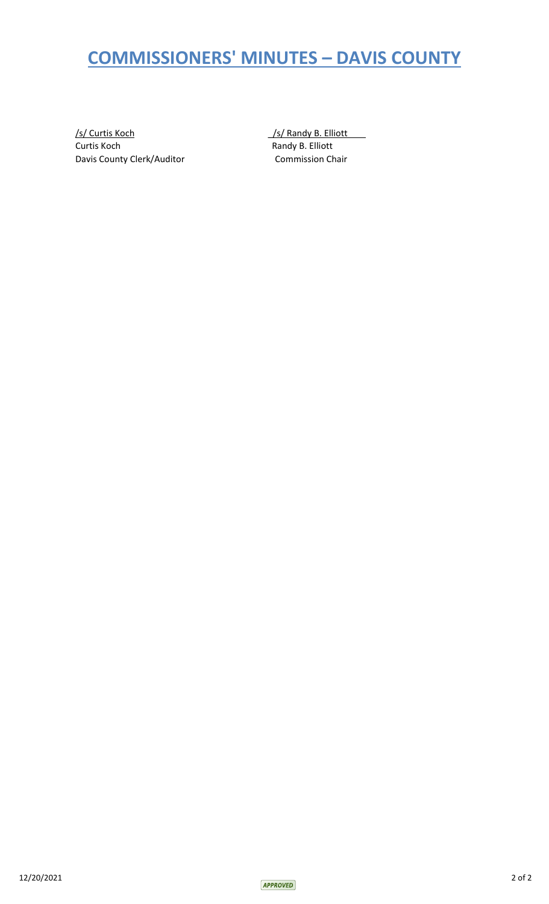# COMMISSIONERS' MINUTES – DAVIS COUNTY

| | |
|---|---|
| /s/ Curtis Koch | /s/ Randy B. Elliott |
| Curtis Koch | Randy B. Elliott |
| Davis County Clerk/Auditor | Commission Chair |

12/20/2021

APPROVED